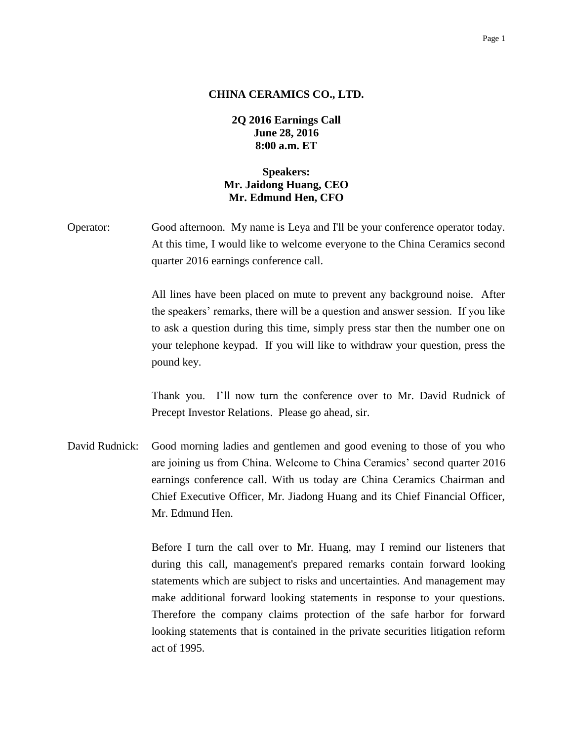**CHINA CERAMICS CO., LTD.**

**2Q 2016 Earnings Call**
**June 28, 2016**
**8:00 a.m. ET**

**Speakers:**
**Mr. Jaidong Huang, CEO**
**Mr. Edmund Hen, CFO**

Operator: Good afternoon. My name is Leya and I'll be your conference operator today. At this time, I would like to welcome everyone to the China Ceramics second quarter 2016 earnings conference call.

All lines have been placed on mute to prevent any background noise. After the speakers' remarks, there will be a question and answer session. If you like to ask a question during this time, simply press star then the number one on your telephone keypad. If you will like to withdraw your question, press the pound key.

Thank you. I'll now turn the conference over to Mr. David Rudnick of Precept Investor Relations. Please go ahead, sir.

David Rudnick: Good morning ladies and gentlemen and good evening to those of you who are joining us from China. Welcome to China Ceramics' second quarter 2016 earnings conference call. With us today are China Ceramics Chairman and Chief Executive Officer, Mr. Jiadong Huang and its Chief Financial Officer, Mr. Edmund Hen.

Before I turn the call over to Mr. Huang, may I remind our listeners that during this call, management's prepared remarks contain forward looking statements which are subject to risks and uncertainties. And management may make additional forward looking statements in response to your questions. Therefore the company claims protection of the safe harbor for forward looking statements that is contained in the private securities litigation reform act of 1995.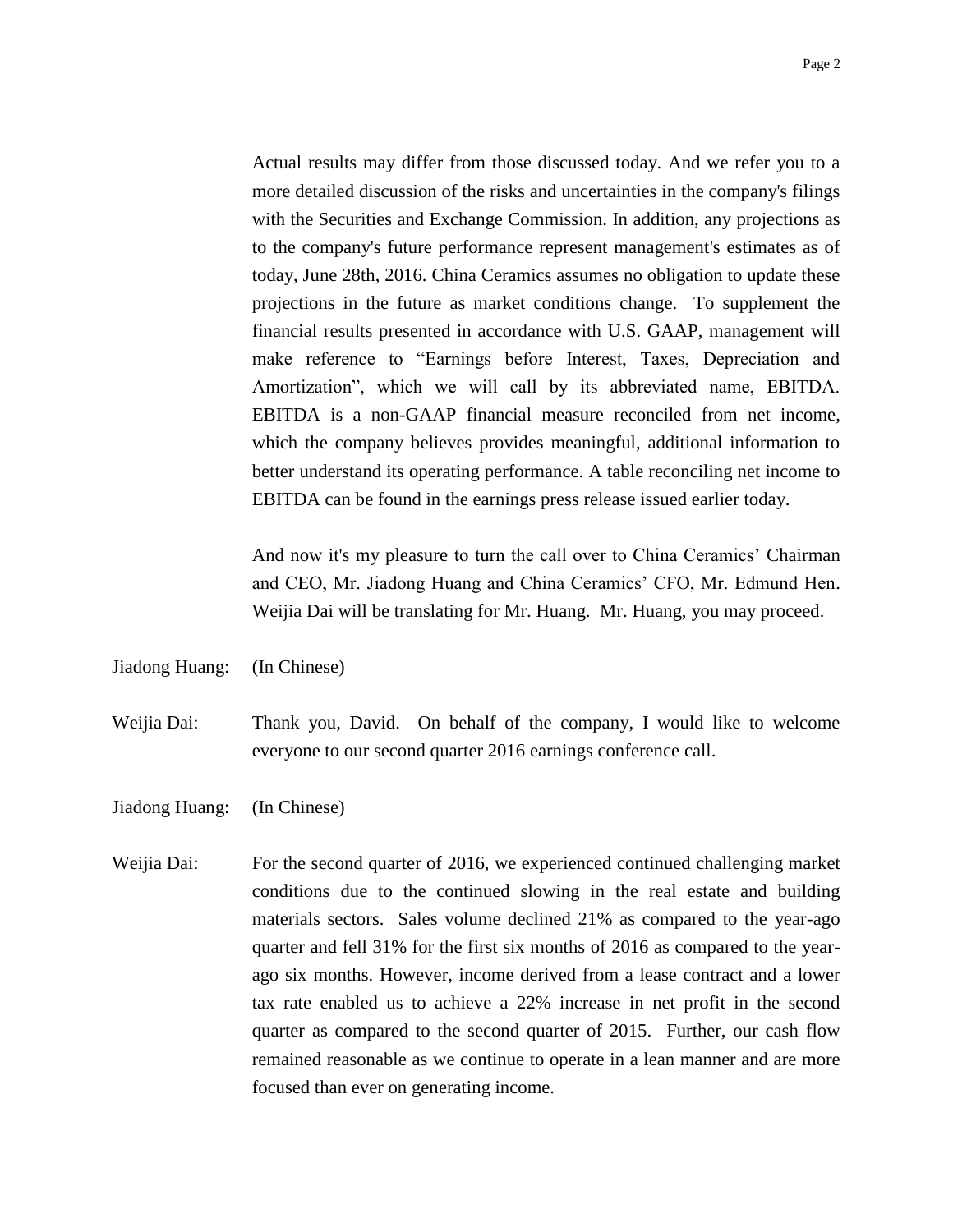Actual results may differ from those discussed today. And we refer you to a more detailed discussion of the risks and uncertainties in the company's filings with the Securities and Exchange Commission. In addition, any projections as to the company's future performance represent management's estimates as of today, June 28th, 2016. China Ceramics assumes no obligation to update these projections in the future as market conditions change. To supplement the financial results presented in accordance with U.S. GAAP, management will make reference to "Earnings before Interest, Taxes, Depreciation and Amortization", which we will call by its abbreviated name, EBITDA. EBITDA is a non-GAAP financial measure reconciled from net income, which the company believes provides meaningful, additional information to better understand its operating performance. A table reconciling net income to EBITDA can be found in the earnings press release issued earlier today.

And now it's my pleasure to turn the call over to China Ceramics' Chairman and CEO, Mr. Jiadong Huang and China Ceramics' CFO, Mr. Edmund Hen. Weijia Dai will be translating for Mr. Huang. Mr. Huang, you may proceed.

Jiadong Huang: (In Chinese)

Weijia Dai: Thank you, David. On behalf of the company, I would like to welcome everyone to our second quarter 2016 earnings conference call.

Jiadong Huang: (In Chinese)

Weijia Dai: For the second quarter of 2016, we experienced continued challenging market conditions due to the continued slowing in the real estate and building materials sectors. Sales volume declined 21% as compared to the year-ago quarter and fell 31% for the first six months of 2016 as compared to the year-ago six months. However, income derived from a lease contract and a lower tax rate enabled us to achieve a 22% increase in net profit in the second quarter as compared to the second quarter of 2015. Further, our cash flow remained reasonable as we continue to operate in a lean manner and are more focused than ever on generating income.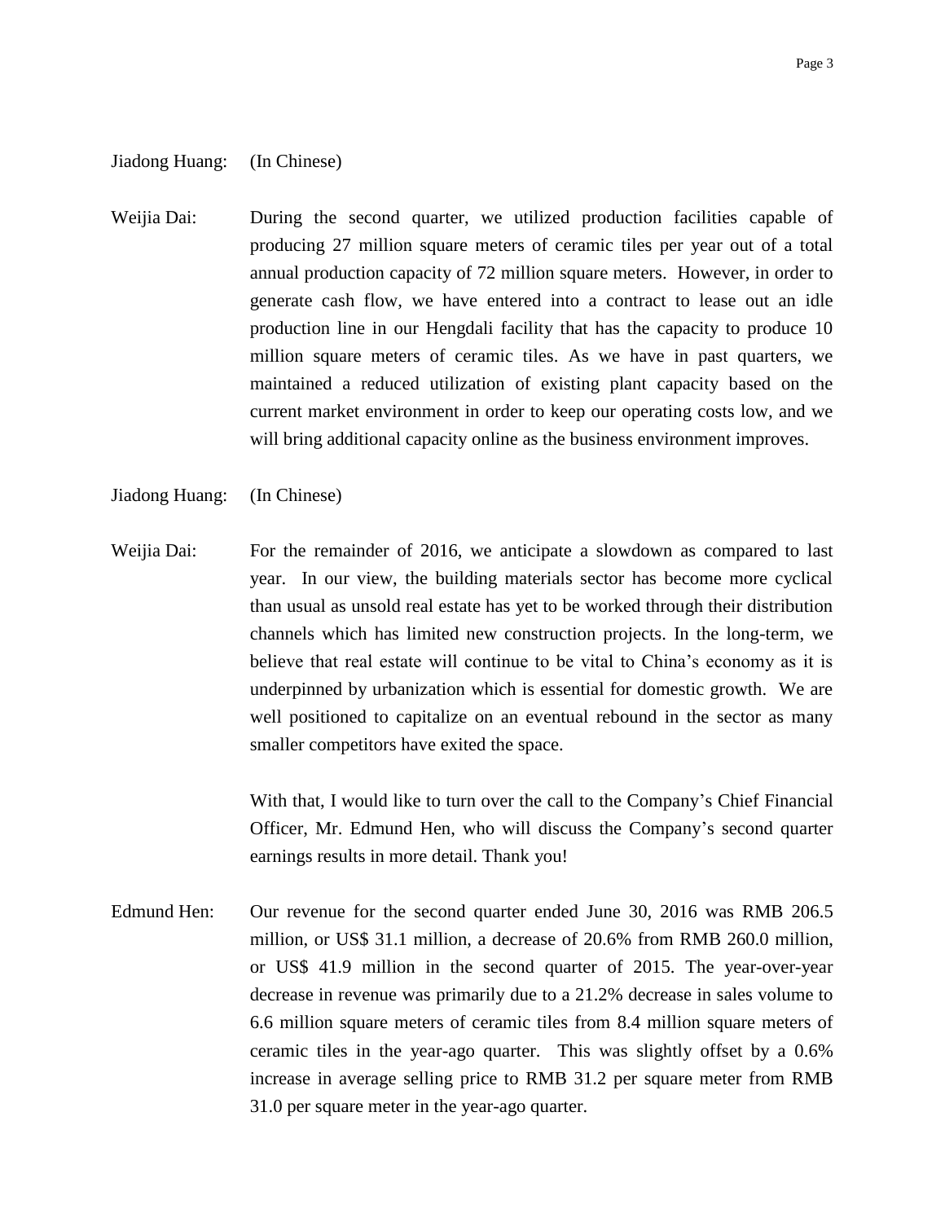Jiadong Huang: (In Chinese)

Weijia Dai: During the second quarter, we utilized production facilities capable of producing 27 million square meters of ceramic tiles per year out of a total annual production capacity of 72 million square meters. However, in order to generate cash flow, we have entered into a contract to lease out an idle production line in our Hengdali facility that has the capacity to produce 10 million square meters of ceramic tiles. As we have in past quarters, we maintained a reduced utilization of existing plant capacity based on the current market environment in order to keep our operating costs low, and we will bring additional capacity online as the business environment improves.

Jiadong Huang: (In Chinese)

Weijia Dai: For the remainder of 2016, we anticipate a slowdown as compared to last year. In our view, the building materials sector has become more cyclical than usual as unsold real estate has yet to be worked through their distribution channels which has limited new construction projects. In the long-term, we believe that real estate will continue to be vital to China's economy as it is underpinned by urbanization which is essential for domestic growth. We are well positioned to capitalize on an eventual rebound in the sector as many smaller competitors have exited the space.

With that, I would like to turn over the call to the Company's Chief Financial Officer, Mr. Edmund Hen, who will discuss the Company's second quarter earnings results in more detail. Thank you!

Edmund Hen: Our revenue for the second quarter ended June 30, 2016 was RMB 206.5 million, or US$ 31.1 million, a decrease of 20.6% from RMB 260.0 million, or US$ 41.9 million in the second quarter of 2015. The year-over-year decrease in revenue was primarily due to a 21.2% decrease in sales volume to 6.6 million square meters of ceramic tiles from 8.4 million square meters of ceramic tiles in the year-ago quarter. This was slightly offset by a 0.6% increase in average selling price to RMB 31.2 per square meter from RMB 31.0 per square meter in the year-ago quarter.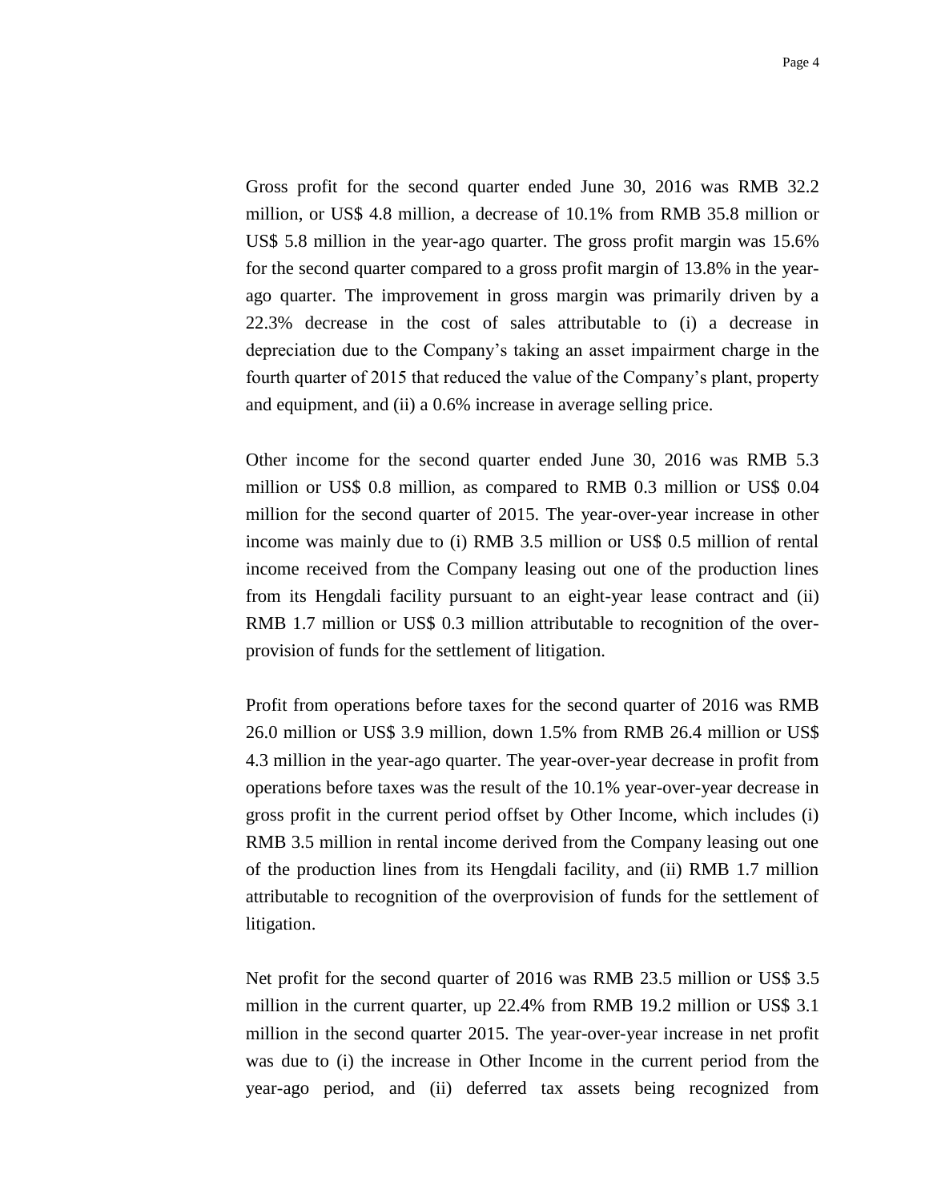Gross profit for the second quarter ended June 30, 2016 was RMB 32.2 million, or US$ 4.8 million, a decrease of 10.1% from RMB 35.8 million or US$ 5.8 million in the year-ago quarter. The gross profit margin was 15.6% for the second quarter compared to a gross profit margin of 13.8% in the year-ago quarter. The improvement in gross margin was primarily driven by a 22.3% decrease in the cost of sales attributable to (i) a decrease in depreciation due to the Company's taking an asset impairment charge in the fourth quarter of 2015 that reduced the value of the Company's plant, property and equipment, and (ii) a 0.6% increase in average selling price.

Other income for the second quarter ended June 30, 2016 was RMB 5.3 million or US$ 0.8 million, as compared to RMB 0.3 million or US$ 0.04 million for the second quarter of 2015. The year-over-year increase in other income was mainly due to (i) RMB 3.5 million or US$ 0.5 million of rental income received from the Company leasing out one of the production lines from its Hengdali facility pursuant to an eight-year lease contract and (ii) RMB 1.7 million or US$ 0.3 million attributable to recognition of the over-provision of funds for the settlement of litigation.

Profit from operations before taxes for the second quarter of 2016 was RMB 26.0 million or US$ 3.9 million, down 1.5% from RMB 26.4 million or US$ 4.3 million in the year-ago quarter. The year-over-year decrease in profit from operations before taxes was the result of the 10.1% year-over-year decrease in gross profit in the current period offset by Other Income, which includes (i) RMB 3.5 million in rental income derived from the Company leasing out one of the production lines from its Hengdali facility, and (ii) RMB 1.7 million attributable to recognition of the overprovision of funds for the settlement of litigation.

Net profit for the second quarter of 2016 was RMB 23.5 million or US$ 3.5 million in the current quarter, up 22.4% from RMB 19.2 million or US$ 3.1 million in the second quarter 2015. The year-over-year increase in net profit was due to (i) the increase in Other Income in the current period from the year-ago period, and (ii) deferred tax assets being recognized from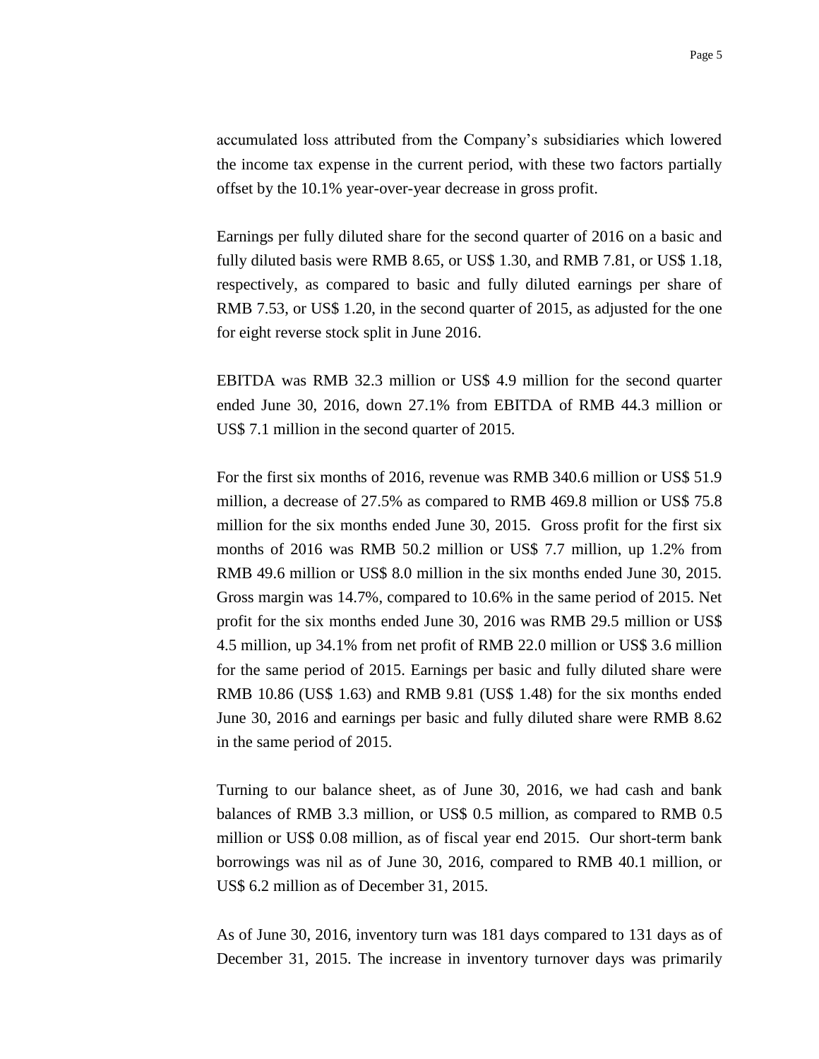accumulated loss attributed from the Company's subsidiaries which lowered the income tax expense in the current period, with these two factors partially offset by the 10.1% year-over-year decrease in gross profit.

Earnings per fully diluted share for the second quarter of 2016 on a basic and fully diluted basis were RMB 8.65, or US$ 1.30, and RMB 7.81, or US$ 1.18, respectively, as compared to basic and fully diluted earnings per share of RMB 7.53, or US$ 1.20, in the second quarter of 2015, as adjusted for the one for eight reverse stock split in June 2016.

EBITDA was RMB 32.3 million or US$ 4.9 million for the second quarter ended June 30, 2016, down 27.1% from EBITDA of RMB 44.3 million or US$ 7.1 million in the second quarter of 2015.

For the first six months of 2016, revenue was RMB 340.6 million or US$ 51.9 million, a decrease of 27.5% as compared to RMB 469.8 million or US$ 75.8 million for the six months ended June 30, 2015. Gross profit for the first six months of 2016 was RMB 50.2 million or US$ 7.7 million, up 1.2% from RMB 49.6 million or US$ 8.0 million in the six months ended June 30, 2015. Gross margin was 14.7%, compared to 10.6% in the same period of 2015. Net profit for the six months ended June 30, 2016 was RMB 29.5 million or US$ 4.5 million, up 34.1% from net profit of RMB 22.0 million or US$ 3.6 million for the same period of 2015. Earnings per basic and fully diluted share were RMB 10.86 (US$ 1.63) and RMB 9.81 (US$ 1.48) for the six months ended June 30, 2016 and earnings per basic and fully diluted share were RMB 8.62 in the same period of 2015.

Turning to our balance sheet, as of June 30, 2016, we had cash and bank balances of RMB 3.3 million, or US$ 0.5 million, as compared to RMB 0.5 million or US$ 0.08 million, as of fiscal year end 2015. Our short-term bank borrowings was nil as of June 30, 2016, compared to RMB 40.1 million, or US$ 6.2 million as of December 31, 2015.

As of June 30, 2016, inventory turn was 181 days compared to 131 days as of December 31, 2015. The increase in inventory turnover days was primarily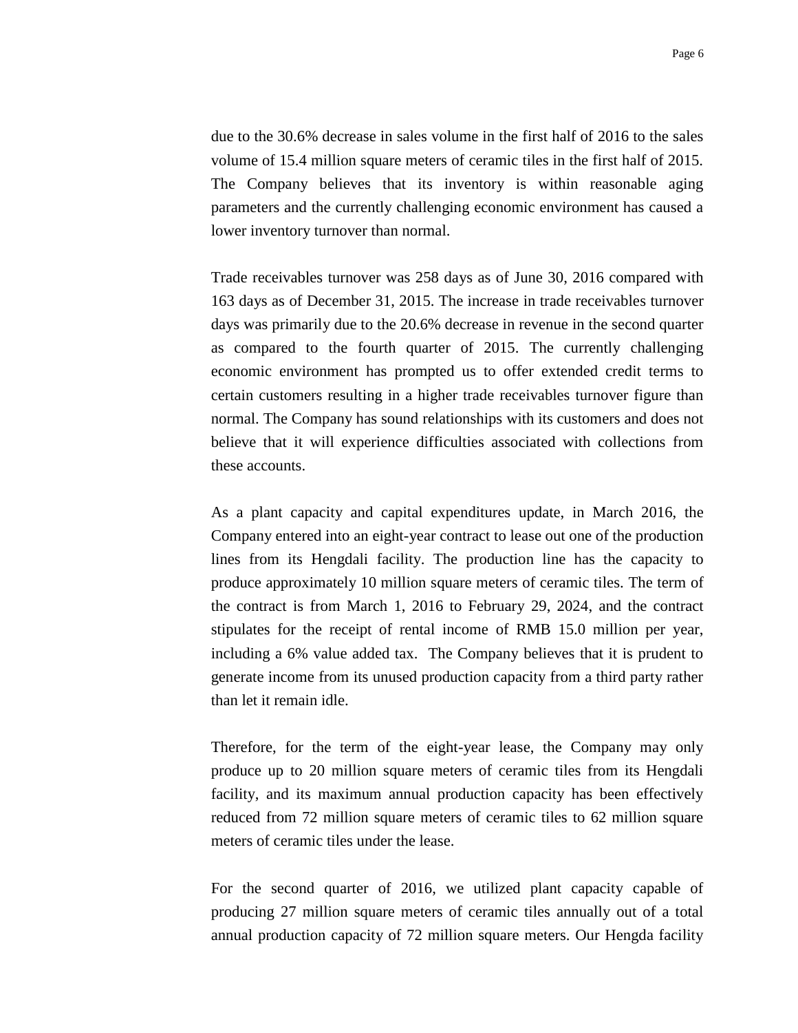due to the 30.6% decrease in sales volume in the first half of 2016 to the sales volume of 15.4 million square meters of ceramic tiles in the first half of 2015. The Company believes that its inventory is within reasonable aging parameters and the currently challenging economic environment has caused a lower inventory turnover than normal.

Trade receivables turnover was 258 days as of June 30, 2016 compared with 163 days as of December 31, 2015. The increase in trade receivables turnover days was primarily due to the 20.6% decrease in revenue in the second quarter as compared to the fourth quarter of 2015. The currently challenging economic environment has prompted us to offer extended credit terms to certain customers resulting in a higher trade receivables turnover figure than normal. The Company has sound relationships with its customers and does not believe that it will experience difficulties associated with collections from these accounts.

As a plant capacity and capital expenditures update, in March 2016, the Company entered into an eight-year contract to lease out one of the production lines from its Hengdali facility. The production line has the capacity to produce approximately 10 million square meters of ceramic tiles. The term of the contract is from March 1, 2016 to February 29, 2024, and the contract stipulates for the receipt of rental income of RMB 15.0 million per year, including a 6% value added tax. The Company believes that it is prudent to generate income from its unused production capacity from a third party rather than let it remain idle.

Therefore, for the term of the eight-year lease, the Company may only produce up to 20 million square meters of ceramic tiles from its Hengdali facility, and its maximum annual production capacity has been effectively reduced from 72 million square meters of ceramic tiles to 62 million square meters of ceramic tiles under the lease.

For the second quarter of 2016, we utilized plant capacity capable of producing 27 million square meters of ceramic tiles annually out of a total annual production capacity of 72 million square meters. Our Hengda facility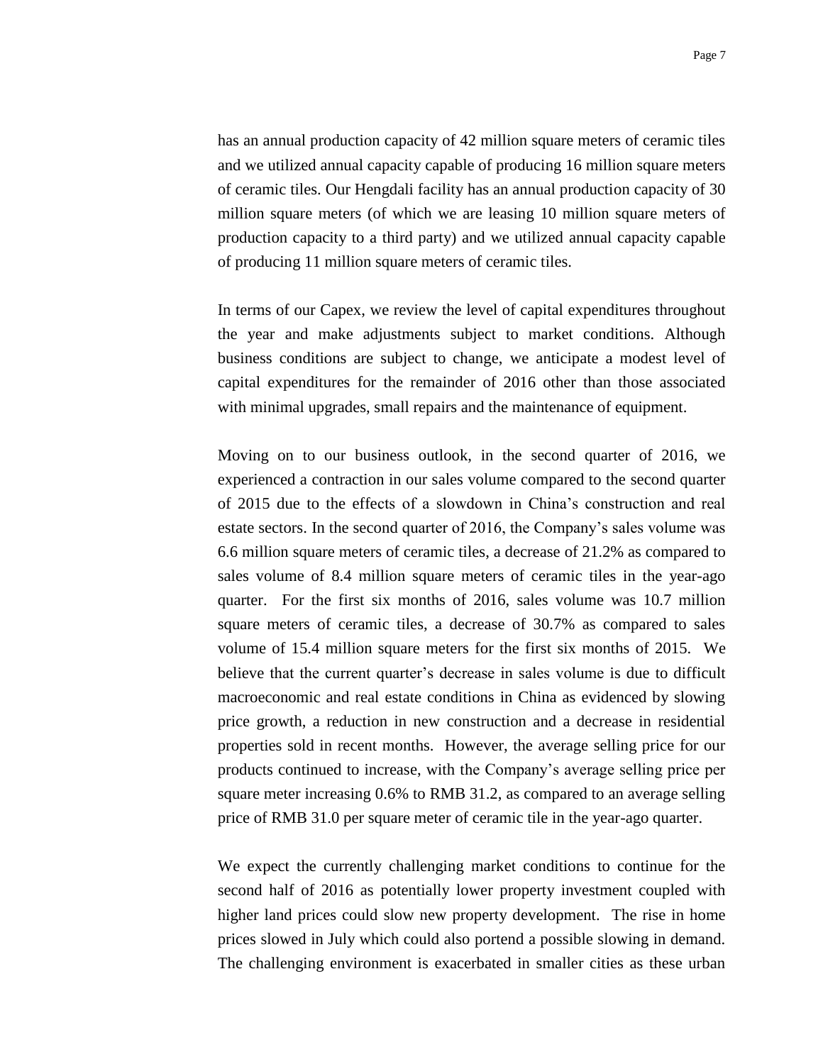has an annual production capacity of 42 million square meters of ceramic tiles and we utilized annual capacity capable of producing 16 million square meters of ceramic tiles. Our Hengdali facility has an annual production capacity of 30 million square meters (of which we are leasing 10 million square meters of production capacity to a third party) and we utilized annual capacity capable of producing 11 million square meters of ceramic tiles.

In terms of our Capex, we review the level of capital expenditures throughout the year and make adjustments subject to market conditions. Although business conditions are subject to change, we anticipate a modest level of capital expenditures for the remainder of 2016 other than those associated with minimal upgrades, small repairs and the maintenance of equipment.

Moving on to our business outlook, in the second quarter of 2016, we experienced a contraction in our sales volume compared to the second quarter of 2015 due to the effects of a slowdown in China's construction and real estate sectors. In the second quarter of 2016, the Company's sales volume was 6.6 million square meters of ceramic tiles, a decrease of 21.2% as compared to sales volume of 8.4 million square meters of ceramic tiles in the year-ago quarter. For the first six months of 2016, sales volume was 10.7 million square meters of ceramic tiles, a decrease of 30.7% as compared to sales volume of 15.4 million square meters for the first six months of 2015. We believe that the current quarter's decrease in sales volume is due to difficult macroeconomic and real estate conditions in China as evidenced by slowing price growth, a reduction in new construction and a decrease in residential properties sold in recent months. However, the average selling price for our products continued to increase, with the Company's average selling price per square meter increasing 0.6% to RMB 31.2, as compared to an average selling price of RMB 31.0 per square meter of ceramic tile in the year-ago quarter.

We expect the currently challenging market conditions to continue for the second half of 2016 as potentially lower property investment coupled with higher land prices could slow new property development. The rise in home prices slowed in July which could also portend a possible slowing in demand. The challenging environment is exacerbated in smaller cities as these urban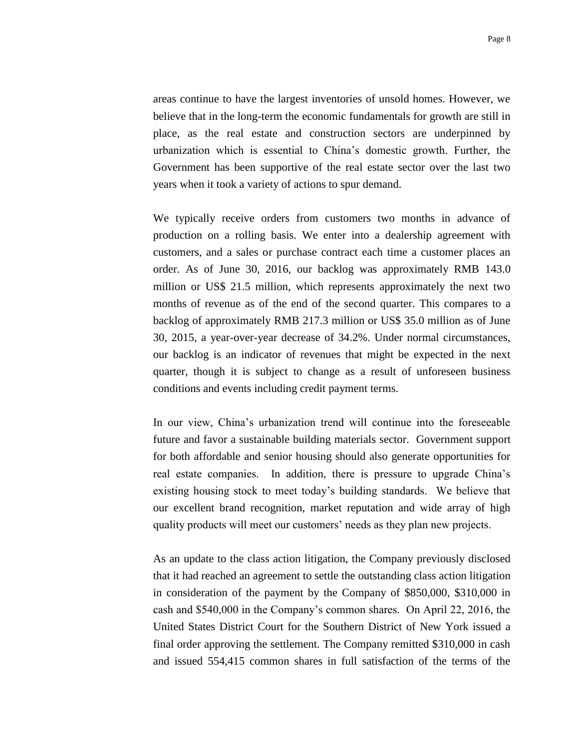areas continue to have the largest inventories of unsold homes. However, we believe that in the long-term the economic fundamentals for growth are still in place, as the real estate and construction sectors are underpinned by urbanization which is essential to China's domestic growth. Further, the Government has been supportive of the real estate sector over the last two years when it took a variety of actions to spur demand.

We typically receive orders from customers two months in advance of production on a rolling basis. We enter into a dealership agreement with customers, and a sales or purchase contract each time a customer places an order. As of June 30, 2016, our backlog was approximately RMB 143.0 million or US$ 21.5 million, which represents approximately the next two months of revenue as of the end of the second quarter. This compares to a backlog of approximately RMB 217.3 million or US$ 35.0 million as of June 30, 2015, a year-over-year decrease of 34.2%. Under normal circumstances, our backlog is an indicator of revenues that might be expected in the next quarter, though it is subject to change as a result of unforeseen business conditions and events including credit payment terms.

In our view, China's urbanization trend will continue into the foreseeable future and favor a sustainable building materials sector. Government support for both affordable and senior housing should also generate opportunities for real estate companies. In addition, there is pressure to upgrade China's existing housing stock to meet today's building standards. We believe that our excellent brand recognition, market reputation and wide array of high quality products will meet our customers' needs as they plan new projects.

As an update to the class action litigation, the Company previously disclosed that it had reached an agreement to settle the outstanding class action litigation in consideration of the payment by the Company of $850,000, $310,000 in cash and $540,000 in the Company's common shares. On April 22, 2016, the United States District Court for the Southern District of New York issued a final order approving the settlement. The Company remitted $310,000 in cash and issued 554,415 common shares in full satisfaction of the terms of the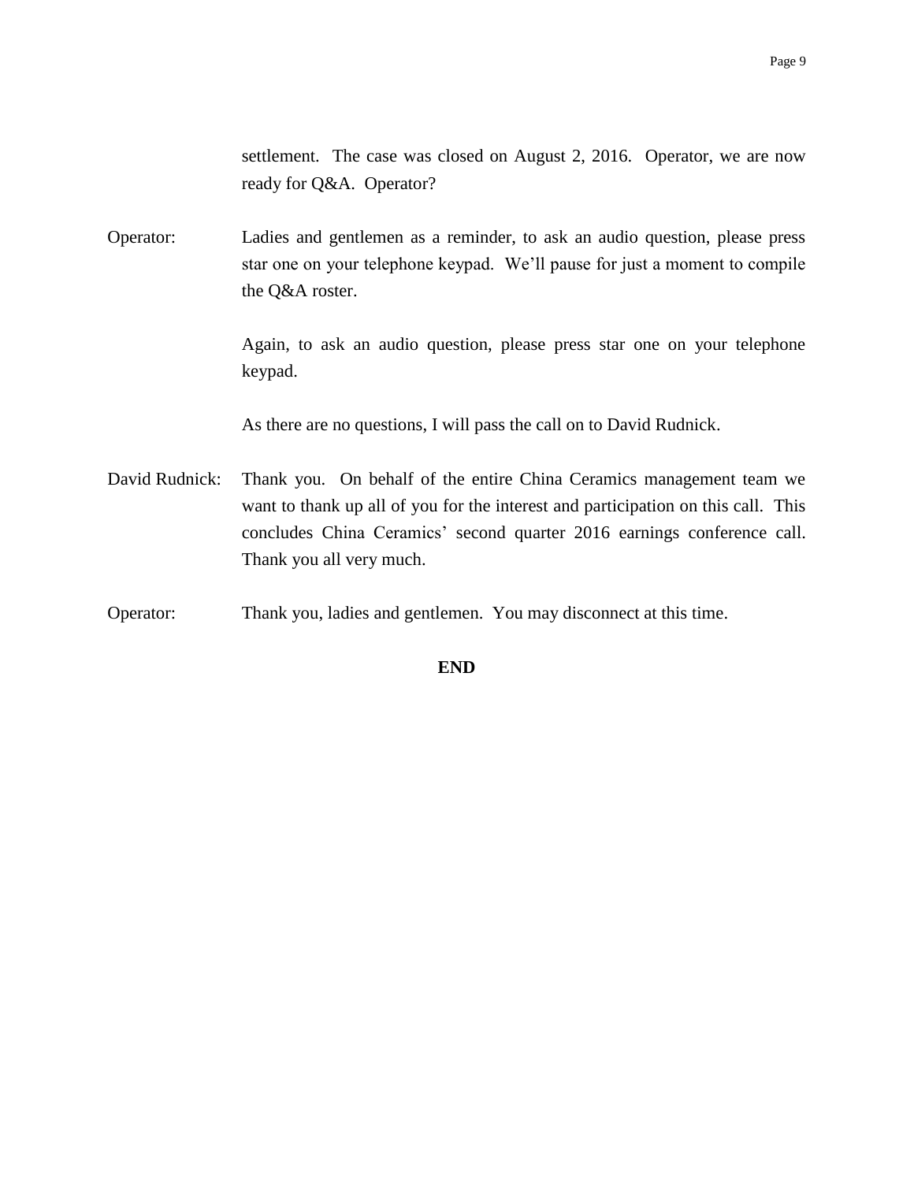settlement. The case was closed on August 2, 2016. Operator, we are now ready for Q&A. Operator?

Operator: Ladies and gentlemen as a reminder, to ask an audio question, please press star one on your telephone keypad. We'll pause for just a moment to compile the Q&A roster.

Again, to ask an audio question, please press star one on your telephone keypad.

As there are no questions, I will pass the call on to David Rudnick.

David Rudnick: Thank you. On behalf of the entire China Ceramics management team we want to thank up all of you for the interest and participation on this call. This concludes China Ceramics' second quarter 2016 earnings conference call. Thank you all very much.

Operator: Thank you, ladies and gentlemen. You may disconnect at this time.

**END**